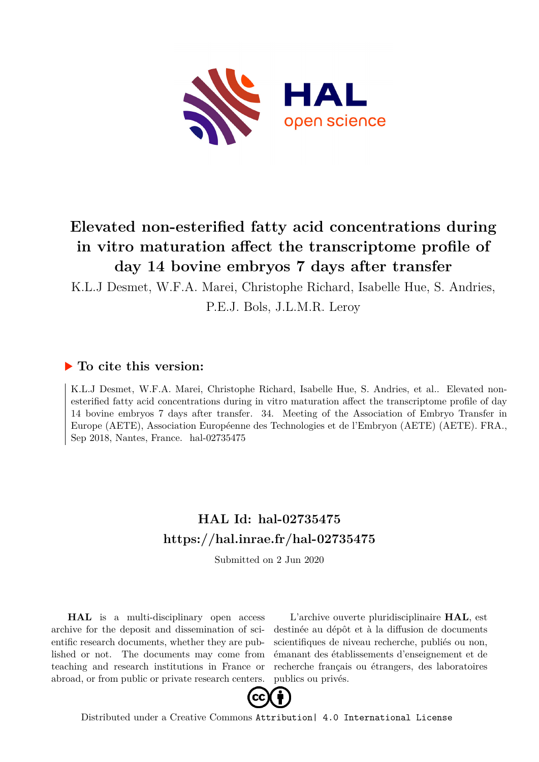# Elevated non-esterified fatty acid concentrations during in vitro maturation affect the transcriptome profile of day 14 bovine embryos 7 days after transfer

K.L.J Desmet, W.F.A. Marei, Christophe Richard, Isabelle Hue, S. Andries, P.E.J. Bols, J.L.M.R. Leroy

## ▶ To cite this version:

K.L.J Desmet, W.F.A. Marei, Christophe Richard, Isabelle Hue, S. Andries, et al.. Elevated non-esterified fatty acid concentrations during in vitro maturation affect the transcriptome profile of day 14 bovine embryos 7 days after transfer. 34. Meeting of the Association of Embryo Transfer in Europe (AETE), Association Européenne des Technologies et de l'Embryon (AETE) (AETE). FRA., Sep 2018, Nantes, France. hal-02735475

## HAL Id: hal-02735475
## https://hal.inrae.fr/hal-02735475

Submitted on 2 Jun 2020

**HAL** is a multi-disciplinary open access archive for the deposit and dissemination of scientific research documents, whether they are published or not. The documents may come from teaching and research institutions in France or abroad, or from public or private research centers.

L'archive ouverte pluridisciplinaire **HAL**, est destinée au dépôt et à la diffusion de documents scientifiques de niveau recherche, publiés ou non, émanant des établissements d'enseignement et de recherche français ou étrangers, des laboratoires publics ou privés.

Distributed under a Creative Commons Attribution| 4.0 International License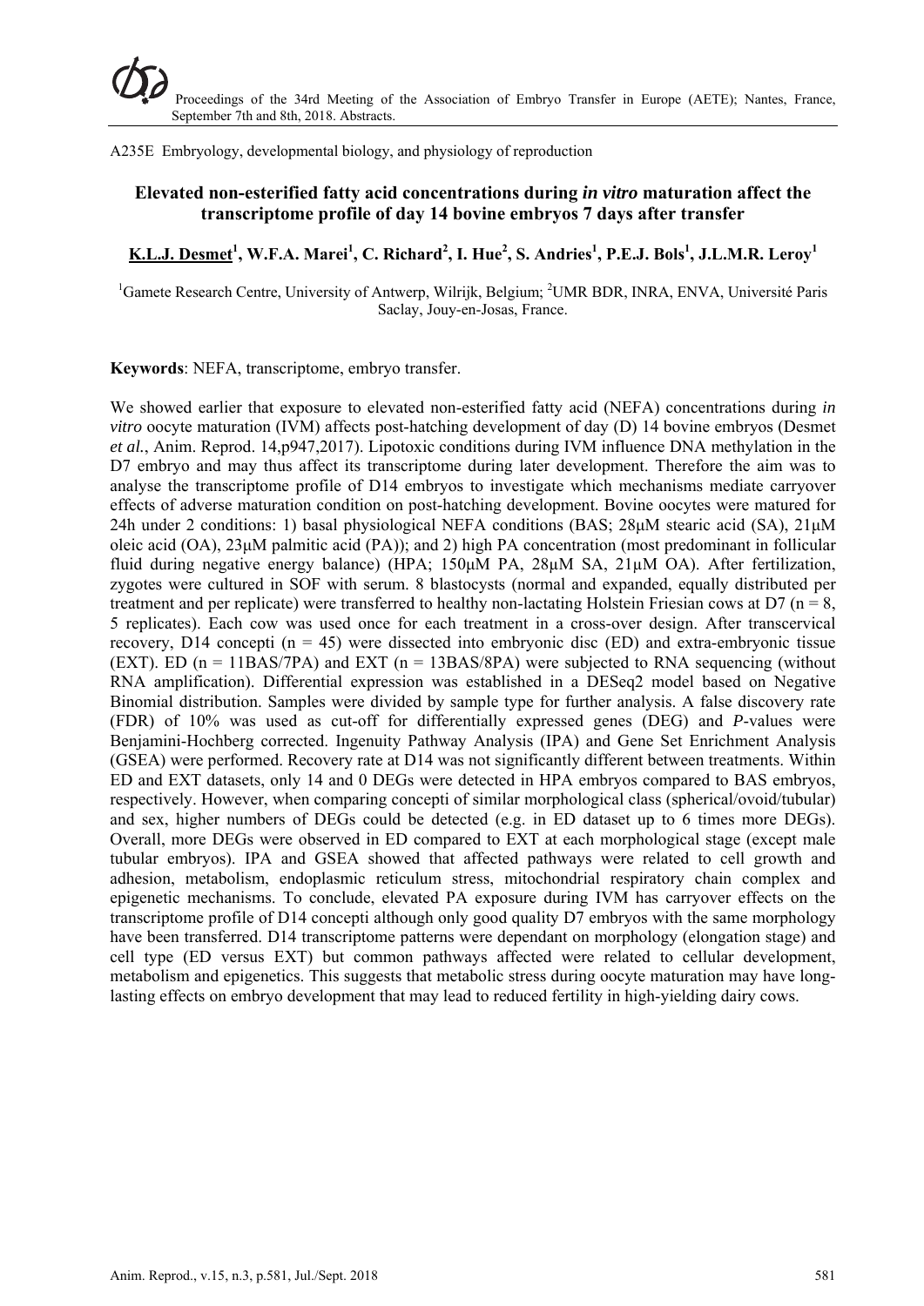A235E Embryology, developmental biology, and physiology of reproduction

## Elevated non-esterified fatty acid concentrations during *in vitro* maturation affect the transcriptome profile of day 14 bovine embryos 7 days after transfer

**K.L.J. Desmet[1], W.F.A. Marei[1], C. Richard[2], I. Hue[2], S. Andries[1], P.E.J. Bols[1], J.L.M.R. Leroy[1]**

[1]Gamete Research Centre, University of Antwerp, Wilrijk, Belgium; [2]UMR BDR, INRA, ENVA, Université Paris Saclay, Jouy-en-Josas, France.

**Keywords**: NEFA, transcriptome, embryo transfer.

We showed earlier that exposure to elevated non-esterified fatty acid (NEFA) concentrations during *in vitro* oocyte maturation (IVM) affects post-hatching development of day (D) 14 bovine embryos (Desmet *et al.*, Anim. Reprod. 14,p947,2017). Lipotoxic conditions during IVM influence DNA methylation in the D7 embryo and may thus affect its transcriptome during later development. Therefore the aim was to analyse the transcriptome profile of D14 embryos to investigate which mechanisms mediate carryover effects of adverse maturation condition on post-hatching development. Bovine oocytes were matured for 24h under 2 conditions: 1) basal physiological NEFA conditions (BAS; 28μM stearic acid (SA), 21μM oleic acid (OA), 23μM palmitic acid (PA)); and 2) high PA concentration (most predominant in follicular fluid during negative energy balance) (HPA; 150μM PA, 28μM SA, 21μM OA). After fertilization, zygotes were cultured in SOF with serum. 8 blastocysts (normal and expanded, equally distributed per treatment and per replicate) were transferred to healthy non-lactating Holstein Friesian cows at D7 ($n = 8$, 5 replicates). Each cow was used once for each treatment in a cross-over design. After transcervical recovery, D14 concepti ($n = 45$) were dissected into embryonic disc (ED) and extra-embryonic tissue (EXT). ED ($n = 11$BAS/7PA) and EXT ($n = 13$BAS/8PA) were subjected to RNA sequencing (without RNA amplification). Differential expression was established in a DESeq2 model based on Negative Binomial distribution. Samples were divided by sample type for further analysis. A false discovery rate (FDR) of 10% was used as cut-off for differentially expressed genes (DEG) and *P*-values were Benjamini-Hochberg corrected. Ingenuity Pathway Analysis (IPA) and Gene Set Enrichment Analysis (GSEA) were performed. Recovery rate at D14 was not significantly different between treatments. Within ED and EXT datasets, only 14 and 0 DEGs were detected in HPA embryos compared to BAS embryos, respectively. However, when comparing concepti of similar morphological class (spherical/ovoid/tubular) and sex, higher numbers of DEGs could be detected (e.g. in ED dataset up to 6 times more DEGs). Overall, more DEGs were observed in ED compared to EXT at each morphological stage (except male tubular embryos). IPA and GSEA showed that affected pathways were related to cell growth and adhesion, metabolism, endoplasmic reticulum stress, mitochondrial respiratory chain complex and epigenetic mechanisms. To conclude, elevated PA exposure during IVM has carryover effects on the transcriptome profile of D14 concepti although only good quality D7 embryos with the same morphology have been transferred. D14 transcriptome patterns were dependant on morphology (elongation stage) and cell type (ED versus EXT) but common pathways affected were related to cellular development, metabolism and epigenetics. This suggests that metabolic stress during oocyte maturation may have long-lasting effects on embryo development that may lead to reduced fertility in high-yielding dairy cows.